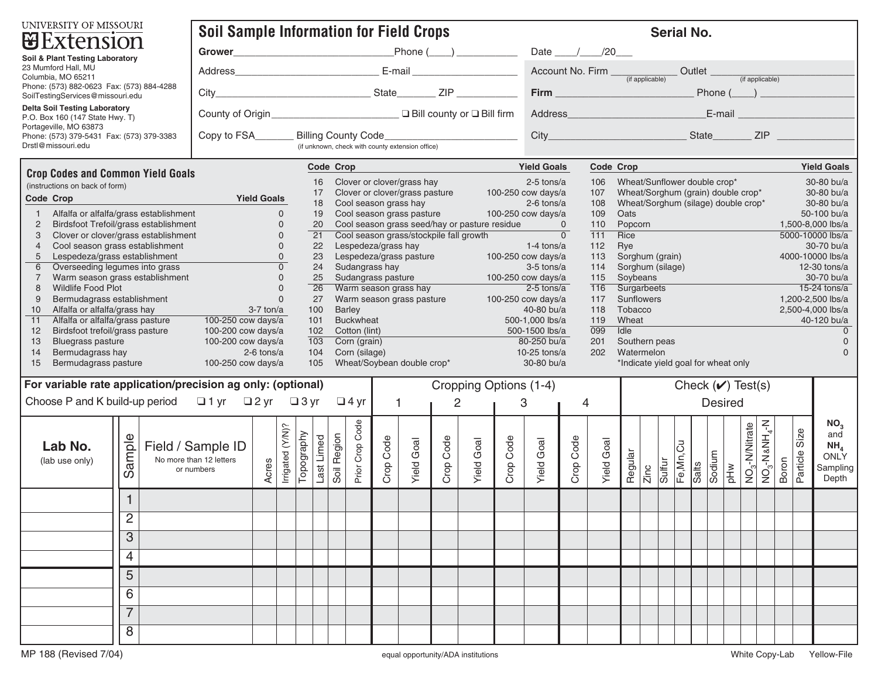UNIVERSITY OF MISSOURI
**Extension**

**Soil & Plant Testing Laboratory**
23 Mumford Hall, MU
Columbia, MO 65211
Phone: (573) 882-0623 Fax: (573) 884-4288
SoilTestingServices@missouri.edu

**Delta Soil Testing Laboratory**
P.O. Box 160 (147 State Hwy. T)
Portageville, MO 63873
Phone: (573) 379-5431 Fax: (573) 379-3383
Drstl@missouri.edu

# Soil Sample Information for Field Crops

**Serial No.**

**Grower**_____________________________Phone (____) ___________

Address__________________________ E-mail ___________________

City_____________________________ State_______ ZIP ___________

County of Origin_______________________ ❑ Bill county or ❑ Bill firm

Copy to FSA_______ Billing County Code_______________________
(if unknown, check with county extension office)

Date ____/____/20___

Account No. Firm ___________ (if applicable) Outlet ___________ (if applicable)

**Firm** _________________________ Phone (____) _________________

Address_________________________E-mail _____________________

City__________________________ State_______ ZIP ______________

## Crop Codes and Common Yield Goals

(instructions on back of form)

| Code | Crop | Yield Goals |
|---|---|---|
| 1 | Alfalfa or alfalfa/grass establishment | 0 |
| 2 | Birdsfoot Trefoil/grass establishment | 0 |
| 3 | Clover or clover/grass establishment | 0 |
| 4 | Cool season grass establishment | 0 |
| 5 | Lespedeza/grass establishment | 0 |
| 6 | Overseeding legumes into grass | 0 |
| 7 | Warm season grass establishment | 0 |
| 8 | Wildlife Food Plot | 0 |
| 9 | Bermudagrass establishment | 0 |
| 10 | Alfalfa or alfalfa/grass hay | 3-7 ton/a |
| 11 | Alfalfa or alfalfa/grass pasture | 100-250 cow days/a |
| 12 | Birdsfoot trefoil/grass pasture | 100-200 cow days/a |
| 13 | Bluegrass pasture | 100-200 cow days/a |
| 14 | Bermudagrass hay | 2-6 tons/a |
| 15 | Bermudagrass pasture | 100-250 cow days/a |
| 16 | Clover or clover/grass hay | 2-5 tons/a |
| 17 | Clover or clover/grass pasture | 100-250 cow days/a |
| 18 | Cool season grass hay | 2-6 tons/a |
| 19 | Cool season grass pasture | 100-250 cow days/a |
| 20 | Cool season grass seed/hay or pasture residue | 0 |
| 21 | Cool season grass/stockpile fall growth | 0 |
| 22 | Lespedeza/grass hay | 1-4 tons/a |
| 23 | Lespedeza/grass pasture | 100-250 cow days/a |
| 24 | Sudangrass hay | 3-5 tons/a |
| 25 | Sudangrass pasture | 100-250 cow days/a |
| 26 | Warm season grass hay | 2-5 tons/a |
| 27 | Warm season grass pasture | 100-250 cow days/a |
| 100 | Barley | 40-80 bu/a |
| 101 | Buckwheat | 500-1,000 lbs/a |
| 102 | Cotton (lint) | 500-1500 lbs/a |
| 103 | Corn (grain) | 80-250 bu/a |
| 104 | Corn (silage) | 10-25 tons/a |
| 105 | Wheat/Soybean double crop* | 30-80 bu/a |
| 106 | Wheat/Sunflower double crop* | 30-80 bu/a |
| 107 | Wheat/Sorghum (grain) double crop* | 30-80 bu/a |
| 108 | Wheat/Sorghum (silage) double crop* | 30-80 bu/a |
| 109 | Oats | 50-100 bu/a |
| 110 | Popcorn | 1,500-8,000 lbs/a |
| 111 | Rice | 5000-10000 lbs/a |
| 112 | Rye | 30-70 bu/a |
| 113 | Sorghum (grain) | 4000-10000 lbs/a |
| 114 | Sorghum (silage) | 12-30 tons/a |
| 115 | Soybeans | 30-70 bu/a |
| 116 | Surgarbeets | 15-24 tons/a |
| 117 | Sunflowers | 1,200-2,500 lbs/a |
| 118 | Tobacco | 2,500-4,000 lbs/a |
| 119 | Wheat | 40-120 bu/a |
| 099 | Idle | 0 |
| 201 | Southern peas | 0 |
| 202 | Watermelon | 0 |

*Indicate yield goal for wheat only

**For variable rate application/precision ag only: (optional)**

Choose P and K build-up period ❑ 1 yr ❑ 2 yr ❑ 3 yr ❑ 4 yr

| Lab No. (lab use only) | Sample | Field / Sample ID (No more than 12 letters or numbers) | Acres | Irrigated (Y/N)? | Topography | Last Limed | Soil Region | Prior Crop Code | Cropping Options (1-4): 1 Crop Code | 1 Yield Goal | 2 Crop Code | 2 Yield Goal | 3 Crop Code | 3 Yield Goal | 4 Crop Code | 4 Yield Goal | Check (✔) Test(s) Desired: Regular | Zinc | Sulfur | Fe,Mn,Cu | Salts | Sodium | pHw | $NO_3$-N/Nitrate | $NO_3$-N&$NH_4$-N | Boron | Particle Size | $NO_3$ and $NH_4$ ONLY Sampling Depth |
|---|---|---|---|---|---|---|---|---|---|---|---|---|---|---|---|---|---|---|---|---|---|---|---|---|---|---|---|---|
| | 1 | | | | | | | | | | | | | | | | | | | | | | | | | | | |
| | 2 | | | | | | | | | | | | | | | | | | | | | | | | | | | |
| | 3 | | | | | | | | | | | | | | | | | | | | | | | | | | | |
| | 4 | | | | | | | | | | | | | | | | | | | | | | | | | | | |
| | 5 | | | | | | | | | | | | | | | | | | | | | | | | | | | |
| | 6 | | | | | | | | | | | | | | | | | | | | | | | | | | | |
| | 7 | | | | | | | | | | | | | | | | | | | | | | | | | | | |
| | 8 | | | | | | | | | | | | | | | | | | | | | | | | | | | |

MP 188 (Revised 7/04)

equal opportunity/ADA institutions

White Copy-Lab Yellow-File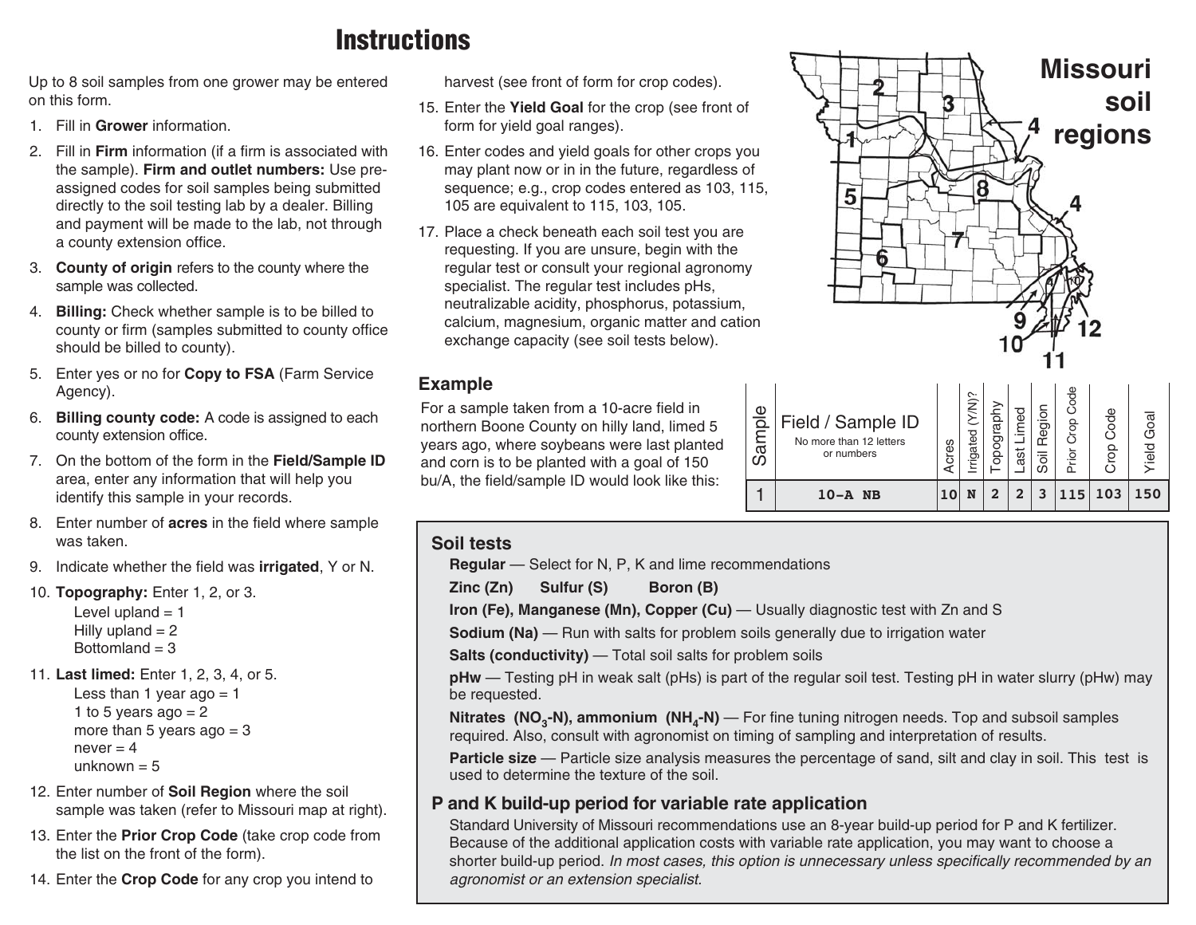# Instructions

Up to 8 soil samples from one grower may be entered on this form.

1. Fill in **Grower** information.
2. Fill in **Firm** information (if a firm is associated with the sample). **Firm and outlet numbers:** Use pre-assigned codes for soil samples being submitted directly to the soil testing lab by a dealer. Billing and payment will be made to the lab, not through a county extension office.
3. **County of origin** refers to the county where the sample was collected.
4. **Billing:** Check whether sample is to be billed to county or firm (samples submitted to county office should be billed to county).
5. Enter yes or no for **Copy to FSA** (Farm Service Agency).
6. **Billing county code:** A code is assigned to each county extension office.
7. On the bottom of the form in the **Field/Sample ID** area, enter any information that will help you identify this sample in your records.
8. Enter number of **acres** in the field where sample was taken.
9. Indicate whether the field was **irrigated**, Y or N.
10. **Topography:** Enter 1, 2, or 3.
    Level upland = 1
    Hilly upland = 2
    Bottomland = 3
11. **Last limed:** Enter 1, 2, 3, 4, or 5.
    Less than 1 year ago = 1
    1 to 5 years ago = 2
    more than 5 years ago = 3
    never = 4
    unknown = 5
12. Enter number of **Soil Region** where the soil sample was taken (refer to Missouri map at right).
13. Enter the **Prior Crop Code** (take crop code from the list on the front of the form).
14. Enter the **Crop Code** for any crop you intend to harvest (see front of form for crop codes).
15. Enter the **Yield Goal** for the crop (see front of form for yield goal ranges).
16. Enter codes and yield goals for other crops you may plant now or in in the future, regardless of sequence; e.g., crop codes entered as 103, 115, 105 are equivalent to 115, 103, 105.
17. Place a check beneath each soil test you are requesting. If you are unsure, begin with the regular test or consult your regional agronomy specialist. The regular test includes pHs, neutralizable acidity, phosphorus, potassium, calcium, magnesium, organic matter and cation exchange capacity (see soil tests below).

**Missouri soil regions**

1 2 3 4 5 6 7 8 9 10 11 12

## Example

For a sample taken from a 10-acre field in northern Boone County on hilly land, limed 5 years ago, where soybeans were last planted and corn is to be planted with a goal of 150 bu/A, the field/sample ID would look like this:

| Sample | Field / Sample ID (No more than 12 letters or numbers) | Acres | Irrigated (Y/N)? | Topography | Last Limed | Soil Region | Prior Crop Code | Crop Code | Yield Goal |
|---|---|---|---|---|---|---|---|---|---|
| 1 | 10-A NB | 10 | N | 2 | 2 | 3 | 115 | 103 | 150 |

## Soil tests

**Regular** — Select for N, P, K and lime recommendations

**Zinc (Zn)** **Sulfur (S)** **Boron (B)**

**Iron (Fe), Manganese (Mn), Copper (Cu)** — Usually diagnostic test with Zn and S

**Sodium (Na)** — Run with salts for problem soils generally due to irrigation water

**Salts (conductivity)** — Total soil salts for problem soils

**pHw** — Testing pH in weak salt (pHs) is part of the regular soil test. Testing pH in water slurry (pHw) may be requested.

**Nitrates ($NO_3$-N), ammonium ($NH_4$-N)** — For fine tuning nitrogen needs. Top and subsoil samples required. Also, consult with agronomist on timing of sampling and interpretation of results.

**Particle size** — Particle size analysis measures the percentage of sand, silt and clay in soil. This test is used to determine the texture of the soil.

## P and K build-up period for variable rate application

Standard University of Missouri recommendations use an 8-year build-up period for P and K fertilizer. Because of the additional application costs with variable rate application, you may want to choose a shorter build-up period. *In most cases, this option is unnecessary unless specifically recommended by an agronomist or an extension specialist.*